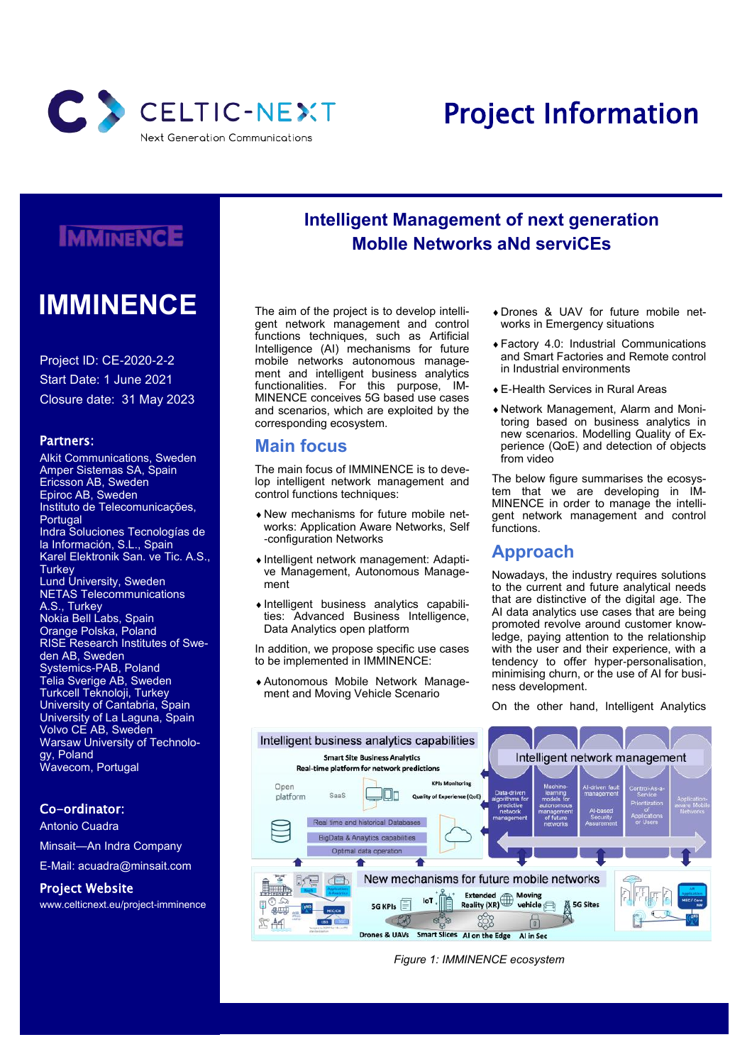# Project Information

## IMMINENCE

Project ID: CE-2020-2-2
Start Date: 1 June 2021
Closure date: 31 May 2023

### Partners:

Alkit Communications, Sweden
Amper Sistemas SA, Spain
Ericsson AB, Sweden
Epiroc AB, Sweden
Instituto de Telecomunicações, Portugal
Indra Soluciones Tecnologías de la Información, S.L., Spain
Karel Elektronik San. ve Tic. A.S., Turkey
Lund University, Sweden
NETAS Telecommunications A.S., Turkey
Nokia Bell Labs, Spain
Orange Polska, Poland
RISE Research Institutes of Sweden AB, Sweden
Systemics-PAB, Poland
Telia Sverige AB, Sweden
Turkcell Teknoloji, Turkey
University of Cantabria, Spain
University of La Laguna, Spain
Volvo CE AB, Sweden
Warsaw University of Technology, Poland
Wavecom, Portugal

### Co-ordinator:

Antonio Cuadra

Minsait—An Indra Company

E-Mail: acuadra@minsait.com

### Project Website

www.celticnext.eu/project-imminence

## Intelligent Management of next generation MobIle Networks aNd serviCEs

The aim of the project is to develop intelligent network management and control functions techniques, such as Artificial Intelligence (AI) mechanisms for future mobile networks autonomous management and intelligent business analytics functionalities. For this purpose, IMMINENCE conceives 5G based use cases and scenarios, which are exploited by the corresponding ecosystem.

## Main focus

The main focus of IMMINENCE is to develop intelligent network management and control functions techniques:

- New mechanisms for future mobile networks: Application Aware Networks, Self-configuration Networks
- Intelligent network management: Adaptive Management, Autonomous Management
- Intelligent business analytics capabilities: Advanced Business Intelligence, Data Analytics open platform

In addition, we propose specific use cases to be implemented in IMMINENCE:

- Autonomous Mobile Network Management and Moving Vehicle Scenario
- Drones & UAV for future mobile networks in Emergency situations
- Factory 4.0: Industrial Communications and Smart Factories and Remote control in Industrial environments
- E-Health Services in Rural Areas
- Network Management, Alarm and Monitoring based on business analytics in new scenarios. Modelling Quality of Experience (QoE) and detection of objects from video

The below figure summarises the ecosystem that we are developing in IMMINENCE in order to manage the intelligent network management and control functions.

## Approach

Nowadays, the industry requires solutions to the current and future analytical needs that are distinctive of the digital age. The AI data analytics use cases that are being promoted revolve around customer knowledge, paying attention to the relationship with the user and their experience, with a tendency to offer hyper-personalisation, minimising churn, or the use of AI for business development.

On the other hand, Intelligent Analytics

*Figure 1: IMMINENCE ecosystem*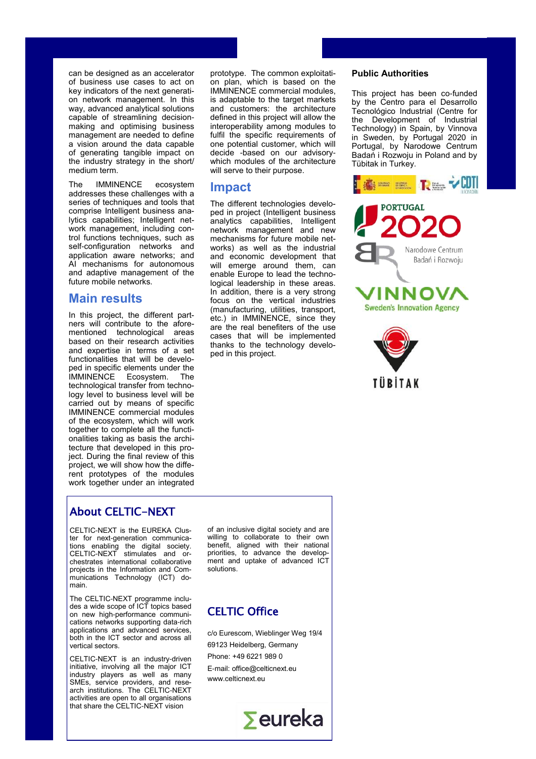can be designed as an accelerator of business use cases to act on key indicators of the next generation network management. In this way, advanced analytical solutions capable of streamlining decision-making and optimising business management are needed to define a vision around the data capable of generating tangible impact on the industry strategy in the short/ medium term.

The IMMINENCE ecosystem addresses these challenges with a series of techniques and tools that comprise Intelligent business analytics capabilities; Intelligent network management, including control functions techniques, such as self-configuration networks and application aware networks; and AI mechanisms for autonomous and adaptive management of the future mobile networks.

## Main results

In this project, the different partners will contribute to the aforementioned technological areas based on their research activities and expertise in terms of a set functionalities that will be developed in specific elements under the IMMINENCE Ecosystem. The technological transfer from technology level to business level will be carried out by means of specific IMMINENCE commercial modules of the ecosystem, which will work together to complete all the functionalities taking as basis the architecture that developed in this project. During the final review of this project, we will show how the different prototypes of the modules work together under an integrated prototype. The common exploitation plan, which is based on the IMMINENCE commercial modules, is adaptable to the target markets and customers: the architecture defined in this project will allow the interoperability among modules to fulfil the specific requirements of one potential customer, which will decide -based on our advisory- which modules of the architecture will serve to their purpose.

## Impact

The different technologies developed in project (Intelligent business analytics capabilities, Intelligent network management and new mechanisms for future mobile networks) as well as the industrial and economic development that will emerge around them, can enable Europe to lead the technological leadership in these areas. In addition, there is a very strong focus on the vertical industries (manufacturing, utilities, transport, etc.) in IMMINENCE, since they are the real benefiters of the use cases that will be implemented thanks to the technology developed in this project.

**Public Authorities**

This project has been co-funded by the Centro para el Desarrollo Tecnológico Industrial (Centre for the Development of Industrial Technology) in Spain, by Vinnova in Sweden, by Portugal 2020 in Portugal, by Narodowe Centrum Badań i Rozwoju in Poland and by Tübitak in Turkey.

## About CELTIC-NEXT

CELTIC-NEXT is the EUREKA Cluster for next-generation communications enabling the digital society. CELTIC-NEXT stimulates and orchestrates international collaborative projects in the Information and Communications Technology (ICT) domain.

The CELTIC-NEXT programme includes a wide scope of ICT topics based on new high-performance communications networks supporting data-rich applications and advanced services, both in the ICT sector and across all vertical sectors.

CELTIC-NEXT is an industry-driven initiative, involving all the major ICT industry players as well as many SMEs, service providers, and research institutions. The CELTIC-NEXT activities are open to all organisations that share the CELTIC-NEXT vision of an inclusive digital society and are willing to collaborate to their own benefit, aligned with their national priorities, to advance the development and uptake of advanced ICT solutions.

## CELTIC Office

c/o Eurescom, Wieblinger Weg 19/4
69123 Heidelberg, Germany
Phone: +49 6221 989 0
E-mail: office@celticnext.eu
www.celticnext.eu